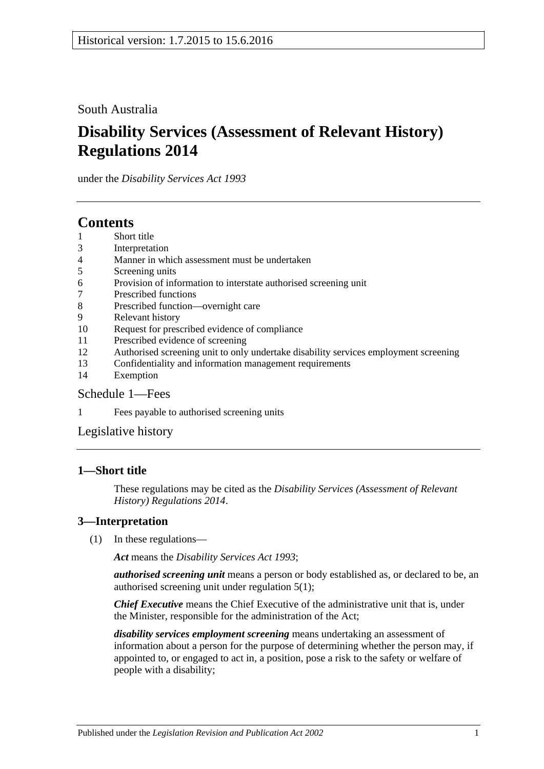Historical version: 1.7.2015 to 15.6.2016

South Australia

# Disability Services (Assessment of Relevant History) Regulations 2014

under the *Disability Services Act 1993*

## Contents

1 Short title
3 Interpretation
4 Manner in which assessment must be undertaken
5 Screening units
6 Provision of information to interstate authorised screening unit
7 Prescribed functions
8 Prescribed function—overnight care
9 Relevant history
10 Request for prescribed evidence of compliance
11 Prescribed evidence of screening
12 Authorised screening unit to only undertake disability services employment screening
13 Confidentiality and information management requirements
14 Exemption

Schedule 1—Fees

1 Fees payable to authorised screening units

Legislative history

### 1—Short title

These regulations may be cited as the *Disability Services (Assessment of Relevant History) Regulations 2014*.

### 3—Interpretation

(1) In these regulations—

***Act*** means the *Disability Services Act 1993*;

***authorised screening unit*** means a person or body established as, or declared to be, an authorised screening unit under regulation 5(1);

***Chief Executive*** means the Chief Executive of the administrative unit that is, under the Minister, responsible for the administration of the Act;

***disability services employment screening*** means undertaking an assessment of information about a person for the purpose of determining whether the person may, if appointed to, or engaged to act in, a position, pose a risk to the safety or welfare of people with a disability;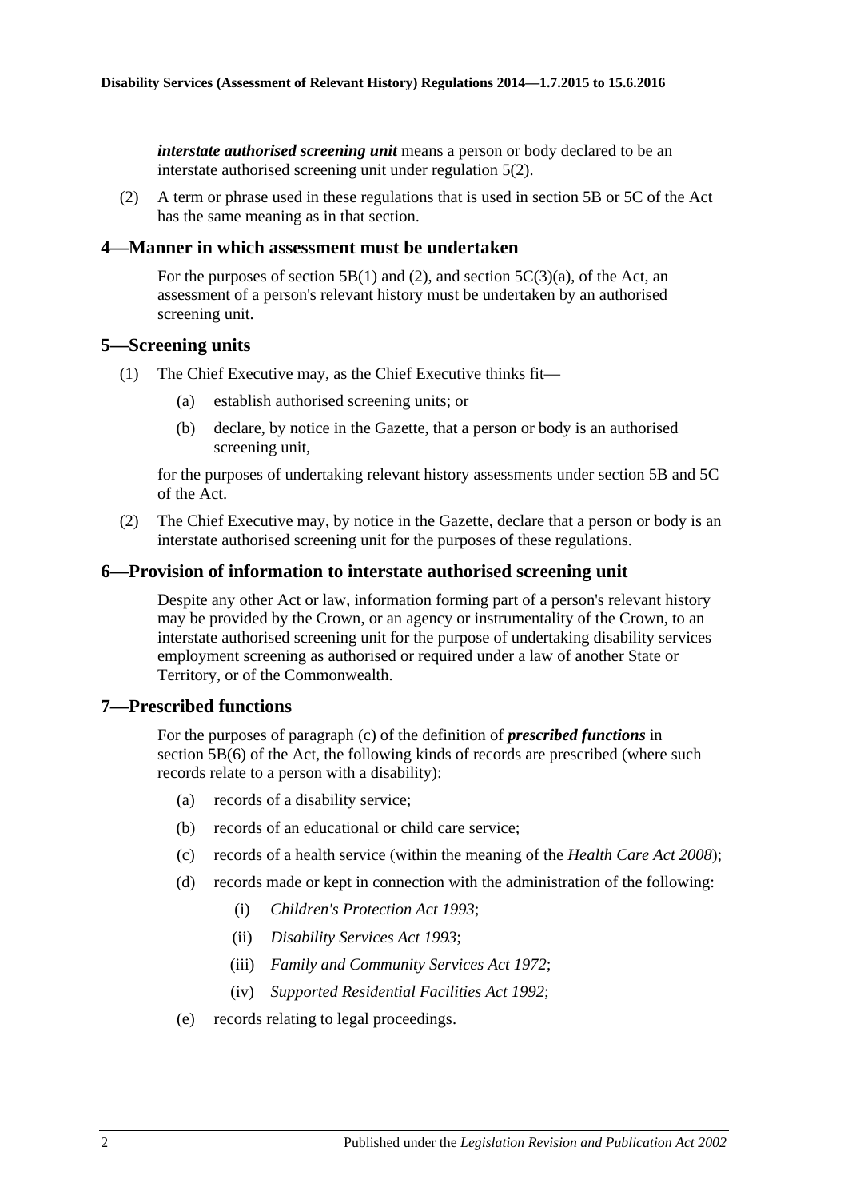***interstate authorised screening unit*** means a person or body declared to be an interstate authorised screening unit under regulation 5(2).

(2) A term or phrase used in these regulations that is used in section 5B or 5C of the Act has the same meaning as in that section.

## 4—Manner in which assessment must be undertaken

For the purposes of section 5B(1) and (2), and section 5C(3)(a), of the Act, an assessment of a person's relevant history must be undertaken by an authorised screening unit.

## 5—Screening units

(1) The Chief Executive may, as the Chief Executive thinks fit—

(a) establish authorised screening units; or

(b) declare, by notice in the Gazette, that a person or body is an authorised screening unit,

for the purposes of undertaking relevant history assessments under section 5B and 5C of the Act.

(2) The Chief Executive may, by notice in the Gazette, declare that a person or body is an interstate authorised screening unit for the purposes of these regulations.

## 6—Provision of information to interstate authorised screening unit

Despite any other Act or law, information forming part of a person's relevant history may be provided by the Crown, or an agency or instrumentality of the Crown, to an interstate authorised screening unit for the purpose of undertaking disability services employment screening as authorised or required under a law of another State or Territory, or of the Commonwealth.

## 7—Prescribed functions

For the purposes of paragraph (c) of the definition of ***prescribed functions*** in section 5B(6) of the Act, the following kinds of records are prescribed (where such records relate to a person with a disability):

(a) records of a disability service;

(b) records of an educational or child care service;

(c) records of a health service (within the meaning of the *Health Care Act 2008*);

(d) records made or kept in connection with the administration of the following:

(i) *Children's Protection Act 1993*;

(ii) *Disability Services Act 1993*;

(iii) *Family and Community Services Act 1972*;

(iv) *Supported Residential Facilities Act 1992*;

(e) records relating to legal proceedings.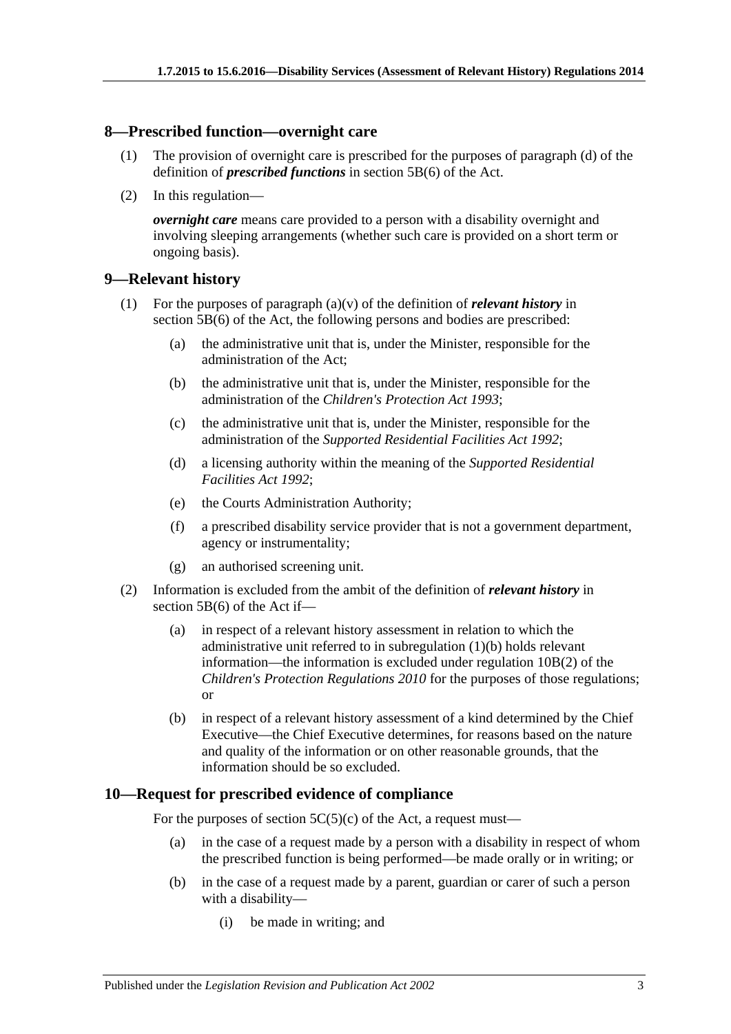## 8—Prescribed function—overnight care

(1) The provision of overnight care is prescribed for the purposes of paragraph (d) of the definition of ***prescribed functions*** in section 5B(6) of the Act.

(2) In this regulation—

***overnight care*** means care provided to a person with a disability overnight and involving sleeping arrangements (whether such care is provided on a short term or ongoing basis).

## 9—Relevant history

(1) For the purposes of paragraph (a)(v) of the definition of ***relevant history*** in section 5B(6) of the Act, the following persons and bodies are prescribed:

- (a) the administrative unit that is, under the Minister, responsible for the administration of the Act;
- (b) the administrative unit that is, under the Minister, responsible for the administration of the *Children's Protection Act 1993*;
- (c) the administrative unit that is, under the Minister, responsible for the administration of the *Supported Residential Facilities Act 1992*;
- (d) a licensing authority within the meaning of the *Supported Residential Facilities Act 1992*;
- (e) the Courts Administration Authority;
- (f) a prescribed disability service provider that is not a government department, agency or instrumentality;
- (g) an authorised screening unit.

(2) Information is excluded from the ambit of the definition of ***relevant history*** in section 5B(6) of the Act if—

- (a) in respect of a relevant history assessment in relation to which the administrative unit referred to in subregulation (1)(b) holds relevant information—the information is excluded under regulation 10B(2) of the *Children's Protection Regulations 2010* for the purposes of those regulations; or
- (b) in respect of a relevant history assessment of a kind determined by the Chief Executive—the Chief Executive determines, for reasons based on the nature and quality of the information or on other reasonable grounds, that the information should be so excluded.

## 10—Request for prescribed evidence of compliance

For the purposes of section 5C(5)(c) of the Act, a request must—

- (a) in the case of a request made by a person with a disability in respect of whom the prescribed function is being performed—be made orally or in writing; or
- (b) in the case of a request made by a parent, guardian or carer of such a person with a disability—
    - (i) be made in writing; and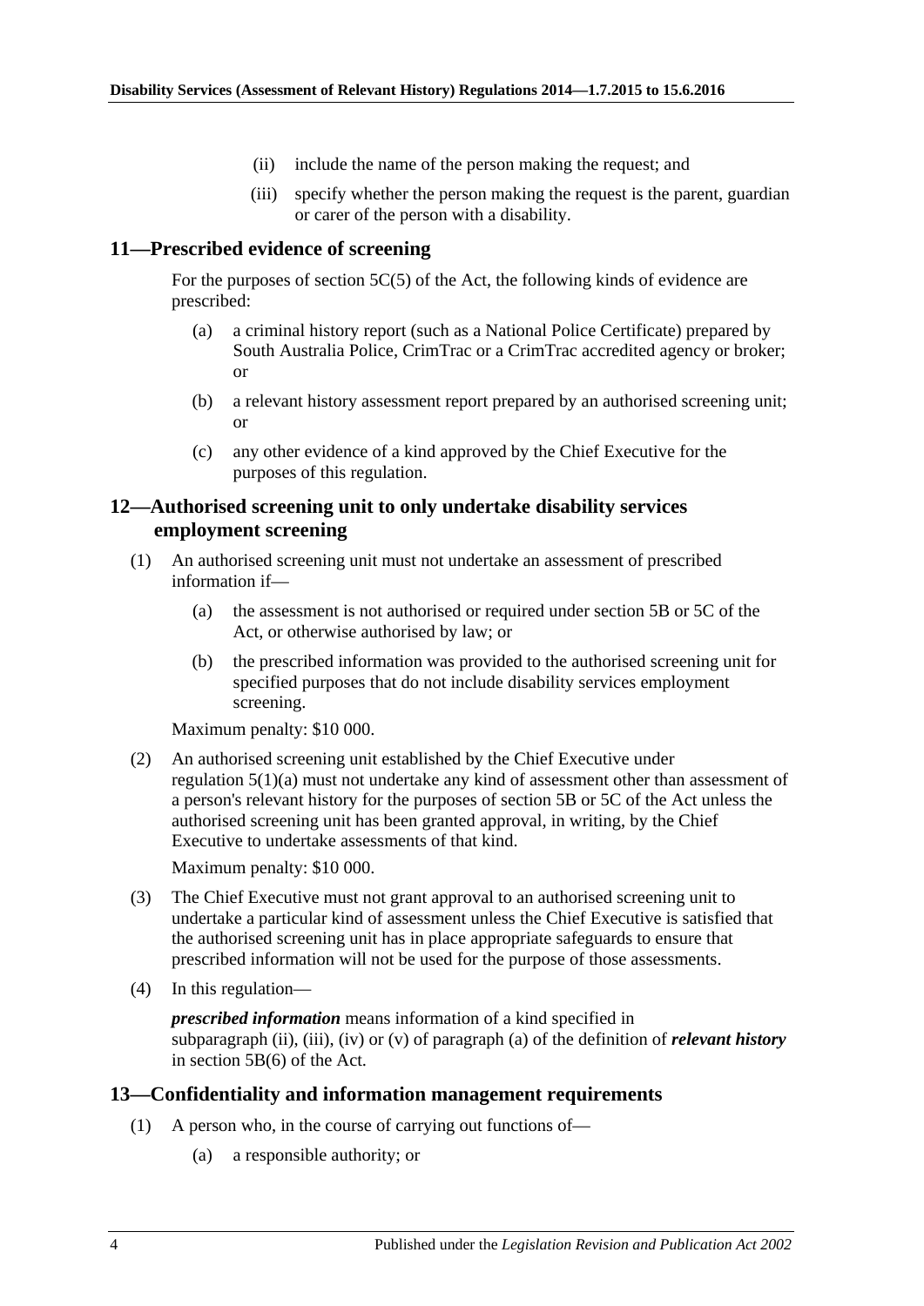(ii) include the name of the person making the request; and

(iii) specify whether the person making the request is the parent, guardian or carer of the person with a disability.

## 11—Prescribed evidence of screening

For the purposes of section 5C(5) of the Act, the following kinds of evidence are prescribed:

(a) a criminal history report (such as a National Police Certificate) prepared by South Australia Police, CrimTrac or a CrimTrac accredited agency or broker; or

(b) a relevant history assessment report prepared by an authorised screening unit; or

(c) any other evidence of a kind approved by the Chief Executive for the purposes of this regulation.

## 12—Authorised screening unit to only undertake disability services employment screening

(1) An authorised screening unit must not undertake an assessment of prescribed information if—

(a) the assessment is not authorised or required under section 5B or 5C of the Act, or otherwise authorised by law; or

(b) the prescribed information was provided to the authorised screening unit for specified purposes that do not include disability services employment screening.

Maximum penalty: $10 000.

(2) An authorised screening unit established by the Chief Executive under regulation 5(1)(a) must not undertake any kind of assessment other than assessment of a person's relevant history for the purposes of section 5B or 5C of the Act unless the authorised screening unit has been granted approval, in writing, by the Chief Executive to undertake assessments of that kind.

Maximum penalty: $10 000.

(3) The Chief Executive must not grant approval to an authorised screening unit to undertake a particular kind of assessment unless the Chief Executive is satisfied that the authorised screening unit has in place appropriate safeguards to ensure that prescribed information will not be used for the purpose of those assessments.

(4) In this regulation—

***prescribed information*** means information of a kind specified in subparagraph (ii), (iii), (iv) or (v) of paragraph (a) of the definition of ***relevant history*** in section 5B(6) of the Act.

## 13—Confidentiality and information management requirements

(1) A person who, in the course of carrying out functions of—

(a) a responsible authority; or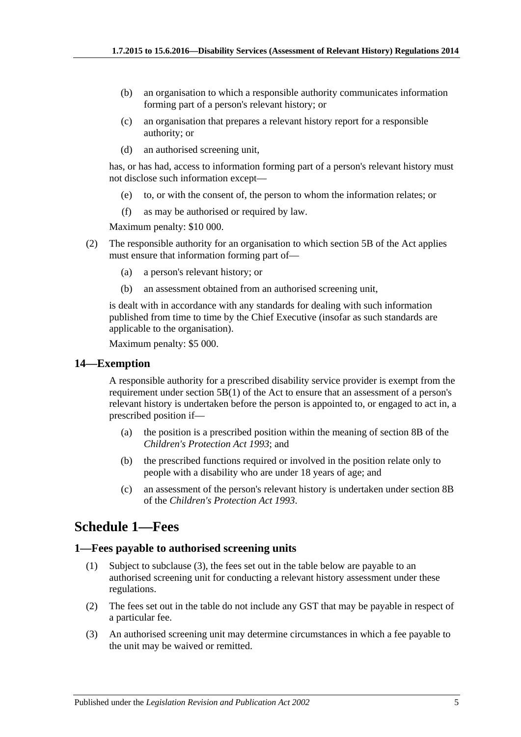(b) an organisation to which a responsible authority communicates information forming part of a person's relevant history; or

(c) an organisation that prepares a relevant history report for a responsible authority; or

(d) an authorised screening unit,

has, or has had, access to information forming part of a person's relevant history must not disclose such information except—

(e) to, or with the consent of, the person to whom the information relates; or

(f) as may be authorised or required by law.

Maximum penalty: $10 000.

(2) The responsible authority for an organisation to which section 5B of the Act applies must ensure that information forming part of—

(a) a person's relevant history; or

(b) an assessment obtained from an authorised screening unit,

is dealt with in accordance with any standards for dealing with such information published from time to time by the Chief Executive (insofar as such standards are applicable to the organisation).

Maximum penalty: $5 000.

### 14—Exemption

A responsible authority for a prescribed disability service provider is exempt from the requirement under section 5B(1) of the Act to ensure that an assessment of a person's relevant history is undertaken before the person is appointed to, or engaged to act in, a prescribed position if—

(a) the position is a prescribed position within the meaning of section 8B of the *Children's Protection Act 1993*; and

(b) the prescribed functions required or involved in the position relate only to people with a disability who are under 18 years of age; and

(c) an assessment of the person's relevant history is undertaken under section 8B of the *Children's Protection Act 1993*.

## Schedule 1—Fees

### 1—Fees payable to authorised screening units

(1) Subject to subclause (3), the fees set out in the table below are payable to an authorised screening unit for conducting a relevant history assessment under these regulations.

(2) The fees set out in the table do not include any GST that may be payable in respect of a particular fee.

(3) An authorised screening unit may determine circumstances in which a fee payable to the unit may be waived or remitted.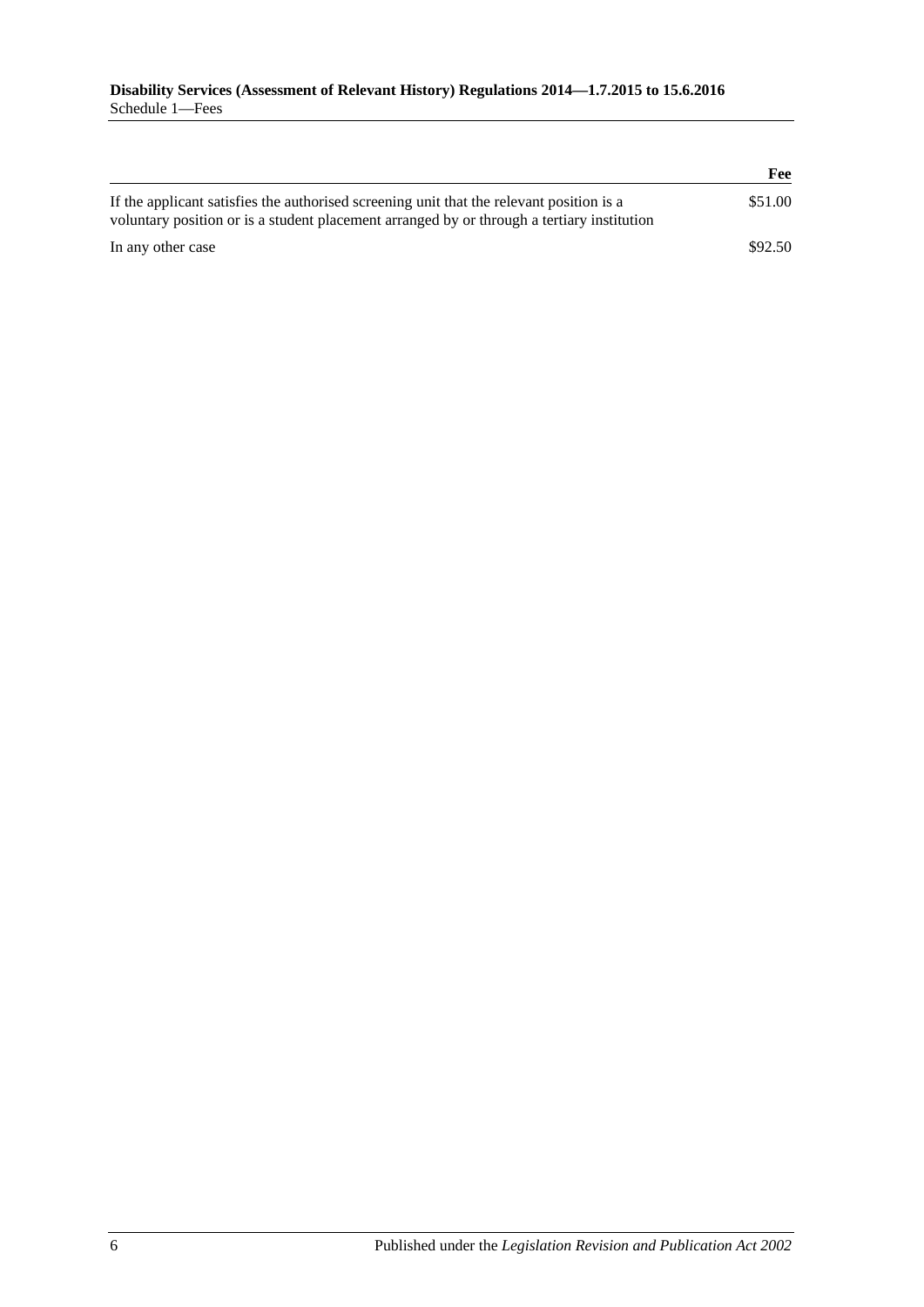| | Fee |
|---|---|
| If the applicant satisfies the authorised screening unit that the relevant position is a voluntary position or is a student placement arranged by or through a tertiary institution | $51.00 |
| In any other case | $92.50 |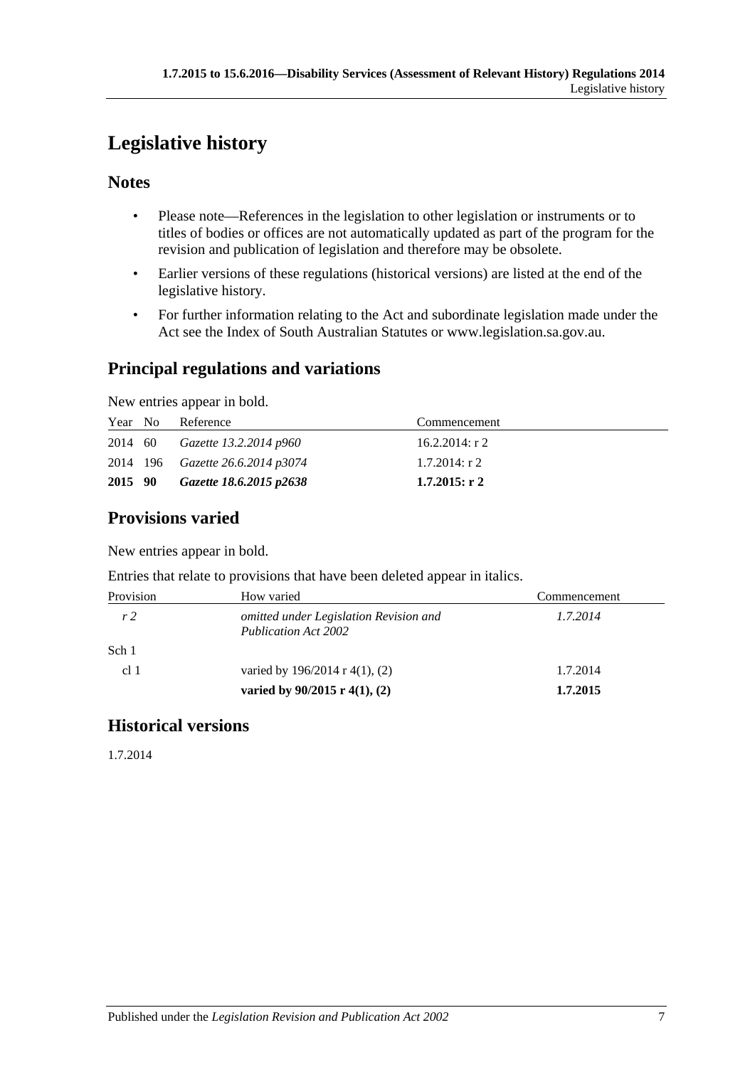# Legislative history

## Notes

- Please note—References in the legislation to other legislation or instruments or to titles of bodies or offices are not automatically updated as part of the program for the revision and publication of legislation and therefore may be obsolete.
- Earlier versions of these regulations (historical versions) are listed at the end of the legislative history.
- For further information relating to the Act and subordinate legislation made under the Act see the Index of South Australian Statutes or www.legislation.sa.gov.au.

## Principal regulations and variations

New entries appear in bold.

| Year | No | Reference | Commencement |
|---|---|---|---|
| 2014 | 60 | *Gazette 13.2.2014 p960* | 16.2.2014: r 2 |
| 2014 | 196 | *Gazette 26.6.2014 p3074* | 1.7.2014: r 2 |
| **2015** | **90** | ***Gazette 18.6.2015 p2638*** | **1.7.2015: r 2** |

## Provisions varied

New entries appear in bold.

Entries that relate to provisions that have been deleted appear in italics.

| Provision | How varied | Commencement |
|---|---|---|
| *r 2* | *omitted under Legislation Revision and Publication Act 2002* | *1.7.2014* |
| Sch 1 | | |
| cl 1 | varied by 196/2014 r 4(1), (2) | 1.7.2014 |
| | **varied by 90/2015 r 4(1), (2)** | **1.7.2015** |

## Historical versions

1.7.2014